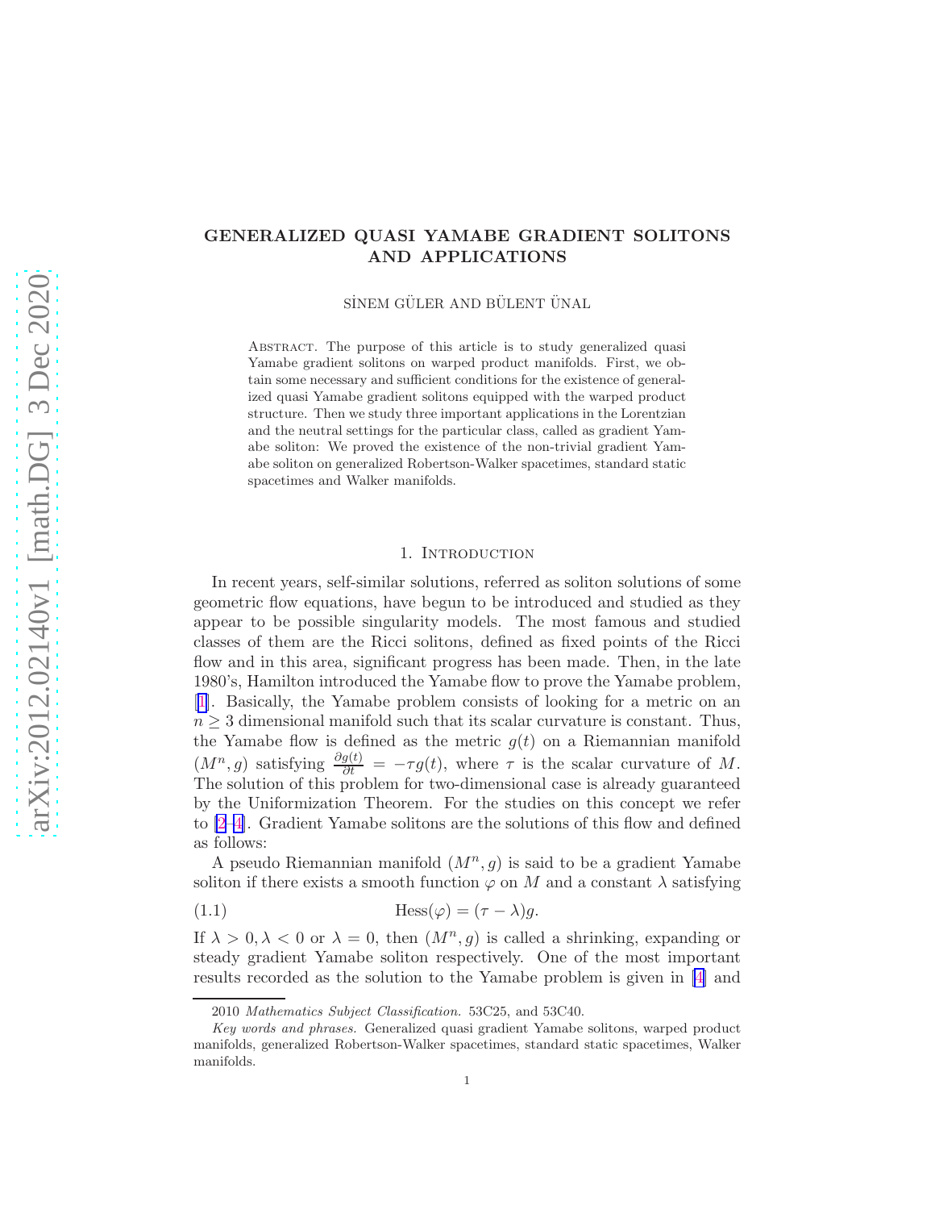# GENERALIZED QUASI YAMABE GRADIENT SOLITONS AND APPLICATIONS

SİNEM GÜLER AND BÜLENT ÜNAL

Abstract. The purpose of this article is to study generalized quasi Yamabe gradient solitons on warped product manifolds. First, we obtain some necessary and sufficient conditions for the existence of generalized quasi Yamabe gradient solitons equipped with the warped product structure. Then we study three important applications in the Lorentzian and the neutral settings for the particular class, called as gradient Yamabe soliton: We proved the existence of the non-trivial gradient Yamabe soliton on generalized Robertson-Walker spacetimes, standard static spacetimes and Walker manifolds.

## 1. Introduction

In recent years, self-similar solutions, referred as soliton solutions of some geometric flow equations, have begun to be introduced and studied as they appear to be possible singularity models. The most famous and studied classes of them are the Ricci solitons, defined as fixed points of the Ricci flow and in this area, significant progress has been made. Then, in the late 1980's, Hamilton introduced the Yamabe flow to prove the Yamabe problem, [1]. Basically, the Yamabe problem consists of looking for a metric on an $n \geq 3$ dimensional manifold such that its scalar curvature is constant. Thus, the Yamabe flow is defined as the metric $g(t)$ on a Riemannian manifold $(M^n, g)$ satisfying $\frac{\partial g(t)}{\partial t} = -\tau g(t)$, where $\tau$ is the scalar curvature of $M$. The solution of this problem for two-dimensional case is already guaranteed by the Uniformization Theorem. For the studies on this concept we refer to [2–4]. Gradient Yamabe solitons are the solutions of this flow and defined as follows:

A pseudo Riemannian manifold $(M^n, g)$ is said to be a gradient Yamabe soliton if there exists a smooth function $\varphi$ on $M$ and a constant $\lambda$ satisfying

$$\text{Hess}(\varphi) = (\tau - \lambda)g. \tag{1.1}$$

If $\lambda > 0, \lambda < 0$ or $\lambda = 0$, then $(M^n, g)$ is called a shrinking, expanding or steady gradient Yamabe soliton respectively. One of the most important results recorded as the solution to the Yamabe problem is given in [4] and

---

2010 *Mathematics Subject Classification.* 53C25, and 53C40.

*Key words and phrases.* Generalized quasi gradient Yamabe solitons, warped product manifolds, generalized Robertson-Walker spacetimes, standard static spacetimes, Walker manifolds.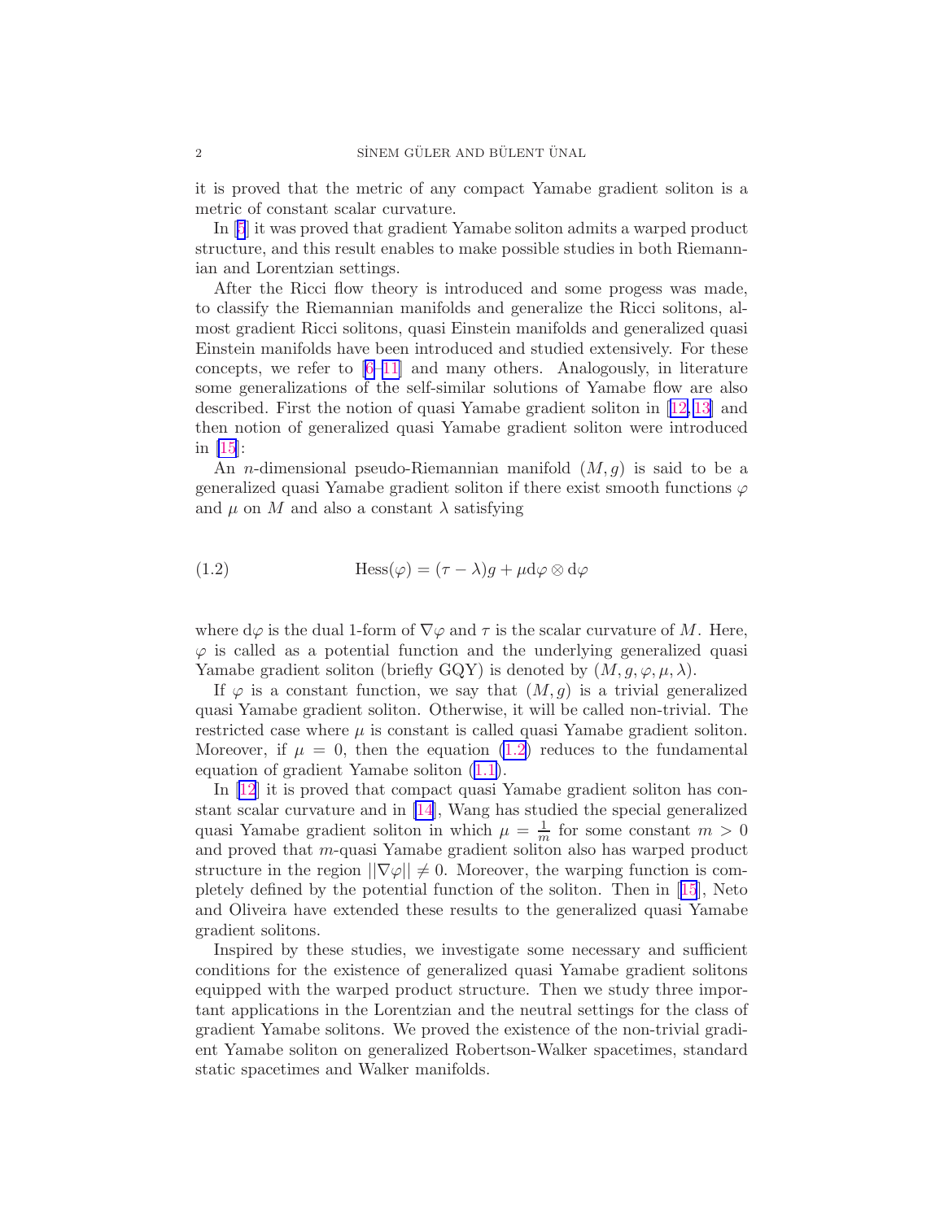it is proved that the metric of any compact Yamabe gradient soliton is a metric of constant scalar curvature.

In [5] it was proved that gradient Yamabe soliton admits a warped product structure, and this result enables to make possible studies in both Riemannian and Lorentzian settings.

After the Ricci flow theory is introduced and some progess was made, to classify the Riemannian manifolds and generalize the Ricci solitons, almost gradient Ricci solitons, quasi Einstein manifolds and generalized quasi Einstein manifolds have been introduced and studied extensively. For these concepts, we refer to [6–11] and many others. Analogously, in literature some generalizations of the self-similar solutions of Yamabe flow are also described. First the notion of quasi Yamabe gradient soliton in [12, 13] and then notion of generalized quasi Yamabe gradient soliton were introduced in [15]:

An $n$-dimensional pseudo-Riemannian manifold $(M, g)$ is said to be a generalized quasi Yamabe gradient soliton if there exist smooth functions $\varphi$ and $\mu$ on $M$ and also a constant $\lambda$ satisfying

$$\mathrm{Hess}(\varphi) = (\tau - \lambda)g + \mu \mathrm{d}\varphi \otimes \mathrm{d}\varphi \tag{1.2}$$

where $\mathrm{d}\varphi$ is the dual 1-form of $\nabla\varphi$ and $\tau$ is the scalar curvature of $M$. Here, $\varphi$ is called as a potential function and the underlying generalized quasi Yamabe gradient soliton (briefly GQY) is denoted by $(M, g, \varphi, \mu, \lambda)$.

If $\varphi$ is a constant function, we say that $(M, g)$ is a trivial generalized quasi Yamabe gradient soliton. Otherwise, it will be called non-trivial. The restricted case where $\mu$ is constant is called quasi Yamabe gradient soliton. Moreover, if $\mu = 0$, then the equation (1.2) reduces to the fundamental equation of gradient Yamabe soliton (1.1).

In [12] it is proved that compact quasi Yamabe gradient soliton has constant scalar curvature and in [14], Wang has studied the special generalized quasi Yamabe gradient soliton in which $\mu = \frac{1}{m}$ for some constant $m > 0$ and proved that $m$-quasi Yamabe gradient soliton also has warped product structure in the region $||\nabla\varphi|| \neq 0$. Moreover, the warping function is completely defined by the potential function of the soliton. Then in [15], Neto and Oliveira have extended these results to the generalized quasi Yamabe gradient solitons.

Inspired by these studies, we investigate some necessary and sufficient conditions for the existence of generalized quasi Yamabe gradient solitons equipped with the warped product structure. Then we study three important applications in the Lorentzian and the neutral settings for the class of gradient Yamabe solitons. We proved the existence of the non-trivial gradient Yamabe soliton on generalized Robertson-Walker spacetimes, standard static spacetimes and Walker manifolds.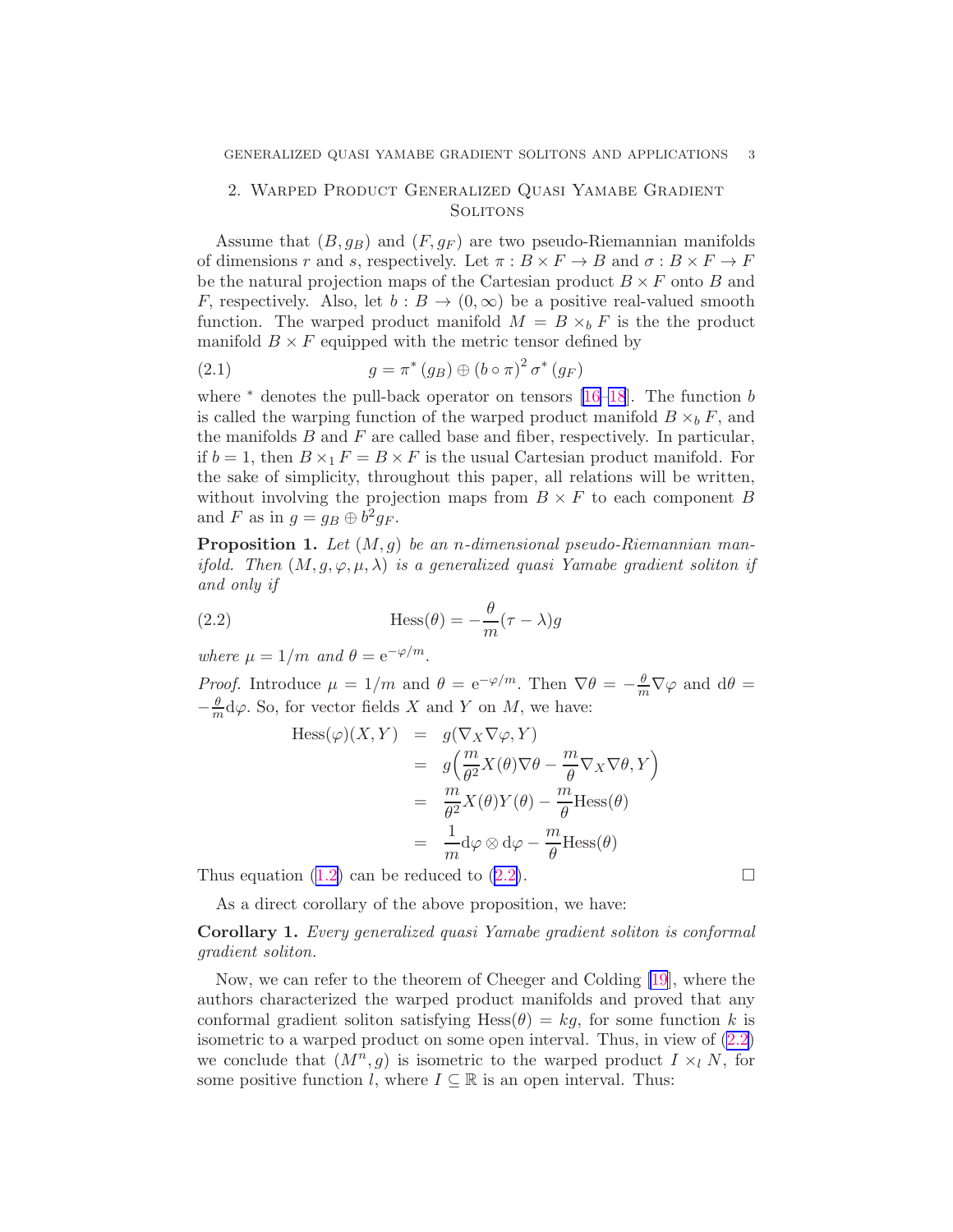## 2. Warped Product Generalized Quasi Yamabe Gradient Solitons

Assume that $(B, g_B)$ and $(F, g_F)$ are two pseudo-Riemannian manifolds of dimensions $r$ and $s$, respectively. Let $\pi : B \times F \to B$ and $\sigma : B \times F \to F$ be the natural projection maps of the Cartesian product $B \times F$ onto $B$ and $F$, respectively. Also, let $b : B \to (0, \infty)$ be a positive real-valued smooth function. The warped product manifold $M = B \times_b F$ is the the product manifold $B \times F$ equipped with the metric tensor defined by

$$g = \pi^*(g_B) \oplus (b \circ \pi)^2 \sigma^*(g_F) \tag{2.1}$$

where $^*$ denotes the pull-back operator on tensors [16–18]. The function $b$ is called the warping function of the warped product manifold $B \times_b F$, and the manifolds $B$ and $F$ are called base and fiber, respectively. In particular, if $b = 1$, then $B \times_1 F = B \times F$ is the usual Cartesian product manifold. For the sake of simplicity, throughout this paper, all relations will be written, without involving the projection maps from $B \times F$ to each component $B$ and $F$ as in $g = g_B \oplus b^2 g_F$.

**Proposition 1.** *Let $(M, g)$ be an $n$-dimensional pseudo-Riemannian manifold. Then $(M, g, \varphi, \mu, \lambda)$ is a generalized quasi Yamabe gradient soliton if and only if*

$$\mathrm{Hess}(\theta) = -\frac{\theta}{m}(\tau - \lambda)g \tag{2.2}$$

*where $\mu = 1/m$ and $\theta = \mathrm{e}^{-\varphi/m}$.*

*Proof.* Introduce $\mu = 1/m$ and $\theta = \mathrm{e}^{-\varphi/m}$. Then $\nabla\theta = -\frac{\theta}{m}\nabla\varphi$ and $\mathrm{d}\theta = -\frac{\theta}{m}\mathrm{d}\varphi$. So, for vector fields $X$ and $Y$ on $M$, we have:

$$\begin{aligned}
\mathrm{Hess}(\varphi)(X, Y) &= g(\nabla_X \nabla\varphi, Y) \\
&= g\Big(\frac{m}{\theta^2}X(\theta)\nabla\theta - \frac{m}{\theta}\nabla_X\nabla\theta, Y\Big) \\
&= \frac{m}{\theta^2}X(\theta)Y(\theta) - \frac{m}{\theta}\mathrm{Hess}(\theta) \\
&= \frac{1}{m}\mathrm{d}\varphi \otimes \mathrm{d}\varphi - \frac{m}{\theta}\mathrm{Hess}(\theta)
\end{aligned}$$

Thus equation (1.2) can be reduced to (2.2). □

As a direct corollary of the above proposition, we have:

**Corollary 1.** *Every generalized quasi Yamabe gradient soliton is conformal gradient soliton.*

Now, we can refer to the theorem of Cheeger and Colding [19], where the authors characterized the warped product manifolds and proved that any conformal gradient soliton satisfying $\mathrm{Hess}(\theta) = kg$, for some function $k$ is isometric to a warped product on some open interval. Thus, in view of (2.2) we conclude that $(M^n, g)$ is isometric to the warped product $I \times_l N$, for some positive function $l$, where $I \subseteq \mathbb{R}$ is an open interval. Thus: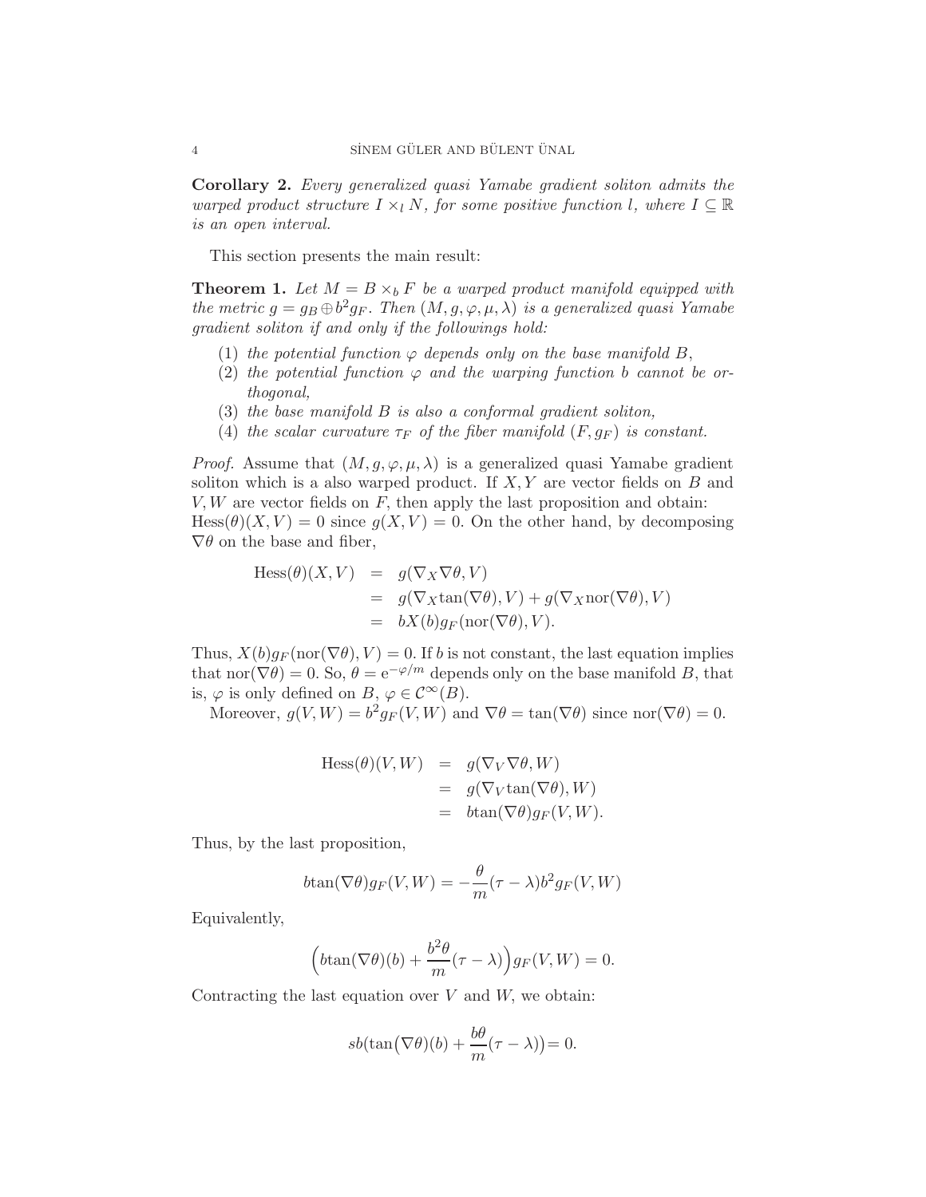**Corollary 2.** *Every generalized quasi Yamabe gradient soliton admits the warped product structure $I \times_l N$, for some positive function $l$, where $I \subseteq \mathbb{R}$ is an open interval.*

This section presents the main result:

**Theorem 1.** *Let $M = B \times_b F$ be a warped product manifold equipped with the metric $g = g_B \oplus b^2 g_F$. Then $(M, g, \varphi, \mu, \lambda)$ is a generalized quasi Yamabe gradient soliton if and only if the followings hold:*

1. *the potential function $\varphi$ depends only on the base manifold $B$,*
2. *the potential function $\varphi$ and the warping function $b$ cannot be orthogonal,*
3. *the base manifold $B$ is also a conformal gradient soliton,*
4. *the scalar curvature $\tau_F$ of the fiber manifold $(F, g_F)$ is constant.*

*Proof.* Assume that $(M, g, \varphi, \mu, \lambda)$ is a generalized quasi Yamabe gradient soliton which is a also warped product. If $X, Y$ are vector fields on $B$ and $V, W$ are vector fields on $F$, then apply the last proposition and obtain: $\mathrm{Hess}(\theta)(X, V) = 0$ since $g(X, V) = 0$. On the other hand, by decomposing $\nabla\theta$ on the base and fiber,

$$
\begin{aligned}
\mathrm{Hess}(\theta)(X, V) &= g(\nabla_X \nabla\theta, V) \\
&= g(\nabla_X \mathrm{tan}(\nabla\theta), V) + g(\nabla_X \mathrm{nor}(\nabla\theta), V) \\
&= bX(b) g_F(\mathrm{nor}(\nabla\theta), V).
\end{aligned}
$$

Thus, $X(b) g_F(\mathrm{nor}(\nabla\theta), V) = 0$. If $b$ is not constant, the last equation implies that $\mathrm{nor}(\nabla\theta) = 0$. So, $\theta = \mathrm{e}^{-\varphi/m}$ depends only on the base manifold $B$, that is, $\varphi$ is only defined on $B$, $\varphi \in \mathcal{C}^\infty(B)$.

Moreover, $g(V, W) = b^2 g_F(V, W)$ and $\nabla\theta = \mathrm{tan}(\nabla\theta)$ since $\mathrm{nor}(\nabla\theta) = 0$.

$$
\begin{aligned}
\mathrm{Hess}(\theta)(V, W) &= g(\nabla_V \nabla\theta, W) \\
&= g(\nabla_V \mathrm{tan}(\nabla\theta), W) \\
&= b\mathrm{tan}(\nabla\theta) g_F(V, W).
\end{aligned}
$$

Thus, by the last proposition,

$$
b\mathrm{tan}(\nabla\theta) g_F(V, W) = -\frac{\theta}{m}(\tau - \lambda) b^2 g_F(V, W)
$$

Equivalently,

$$
\Big( b\mathrm{tan}(\nabla\theta)(b) + \frac{b^2\theta}{m}(\tau - \lambda) \Big) g_F(V, W) = 0.
$$

Contracting the last equation over $V$ and $W$, we obtain:

$$
sb\big(\mathrm{tan}\big(\nabla\theta\big)(b) + \frac{b\theta}{m}(\tau - \lambda)\big) = 0.
$$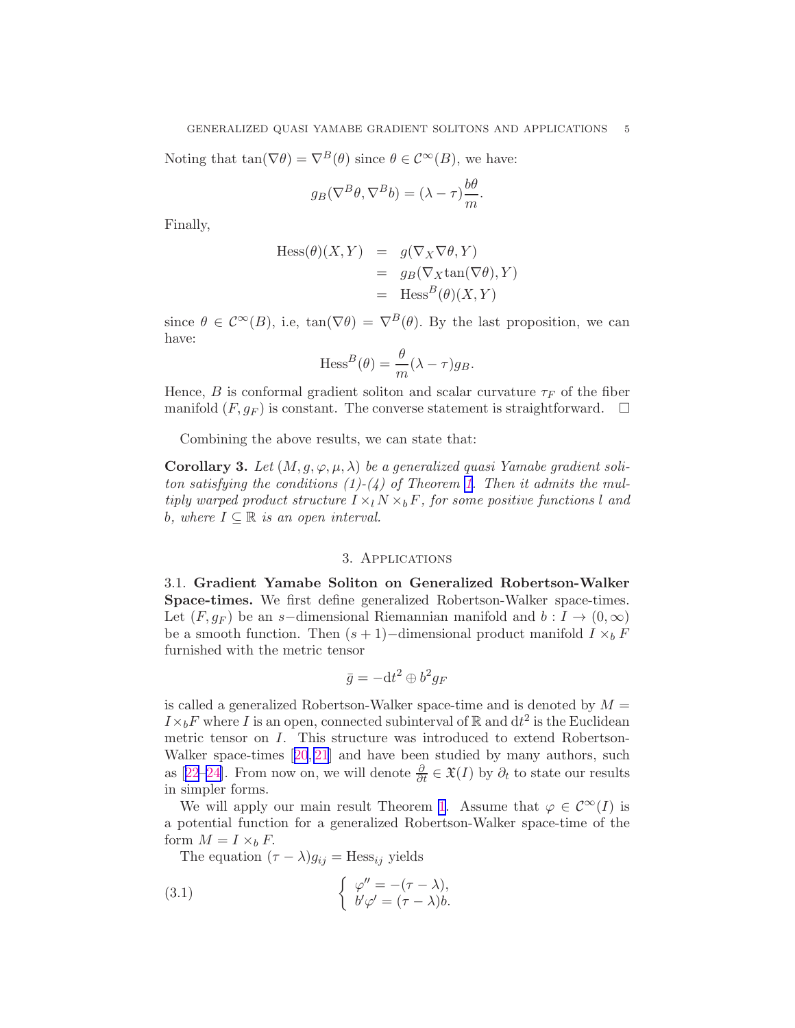Noting that $\tan(\nabla\theta) = \nabla^B(\theta)$ since $\theta \in \mathcal{C}^\infty(B)$, we have:

$$g_B(\nabla^B\theta, \nabla^B b) = (\lambda - \tau)\frac{b\theta}{m}.$$

Finally,

$$\begin{aligned}
\text{Hess}(\theta)(X,Y) &= g(\nabla_X \nabla\theta, Y) \\
&= g_B(\nabla_X \tan(\nabla\theta), Y) \\
&= \text{Hess}^B(\theta)(X,Y)
\end{aligned}$$

since $\theta \in \mathcal{C}^\infty(B)$, i.e, $\tan(\nabla\theta) = \nabla^B(\theta)$. By the last proposition, we can have:

$$\text{Hess}^B(\theta) = \frac{\theta}{m}(\lambda - \tau)g_B.$$

Hence, $B$ is conformal gradient soliton and scalar curvature $\tau_F$ of the fiber manifold $(F, g_F)$ is constant. The converse statement is straightforward. □

Combining the above results, we can state that:

**Corollary 3.** *Let $(M, g, \varphi, \mu, \lambda)$ be a generalized quasi Yamabe gradient soliton satisfying the conditions (1)-(4) of Theorem 1. Then it admits the multiply warped product structure $I \times_l N \times_b F$, for some positive functions $l$ and $b$, where $I \subseteq \mathbb{R}$ is an open interval.*

## 3. Applications

### 3.1. Gradient Yamabe Soliton on Generalized Robertson-Walker Space-times.

We first define generalized Robertson-Walker space-times. Let $(F, g_F)$ be an $s-$dimensional Riemannian manifold and $b : I \to (0, \infty)$ be a smooth function. Then $(s+1)-$dimensional product manifold $I \times_b F$ furnished with the metric tensor

$$\bar{g} = -\mathrm{d}t^2 \oplus b^2 g_F$$

is called a generalized Robertson-Walker space-time and is denoted by $M = I \times_b F$ where $I$ is an open, connected subinterval of $\mathbb{R}$ and $\mathrm{d}t^2$ is the Euclidean metric tensor on $I$. This structure was introduced to extend Robertson-Walker space-times [20, 21] and have been studied by many authors, such as [22–24]. From now on, we will denote $\frac{\partial}{\partial t} \in \mathfrak{X}(I)$ by $\partial_t$ to state our results in simpler forms.

We will apply our main result Theorem 1. Assume that $\varphi \in \mathcal{C}^\infty(I)$ is a potential function for a generalized Robertson-Walker space-time of the form $M = I \times_b F$.

The equation $(\tau - \lambda)g_{ij} = \text{Hess}_{ij}$ yields

$$\left\{ \begin{array}{l} \varphi'' = -(\tau - \lambda), \\ b'\varphi' = (\tau - \lambda)b. \end{array} \right. \tag{3.1}$$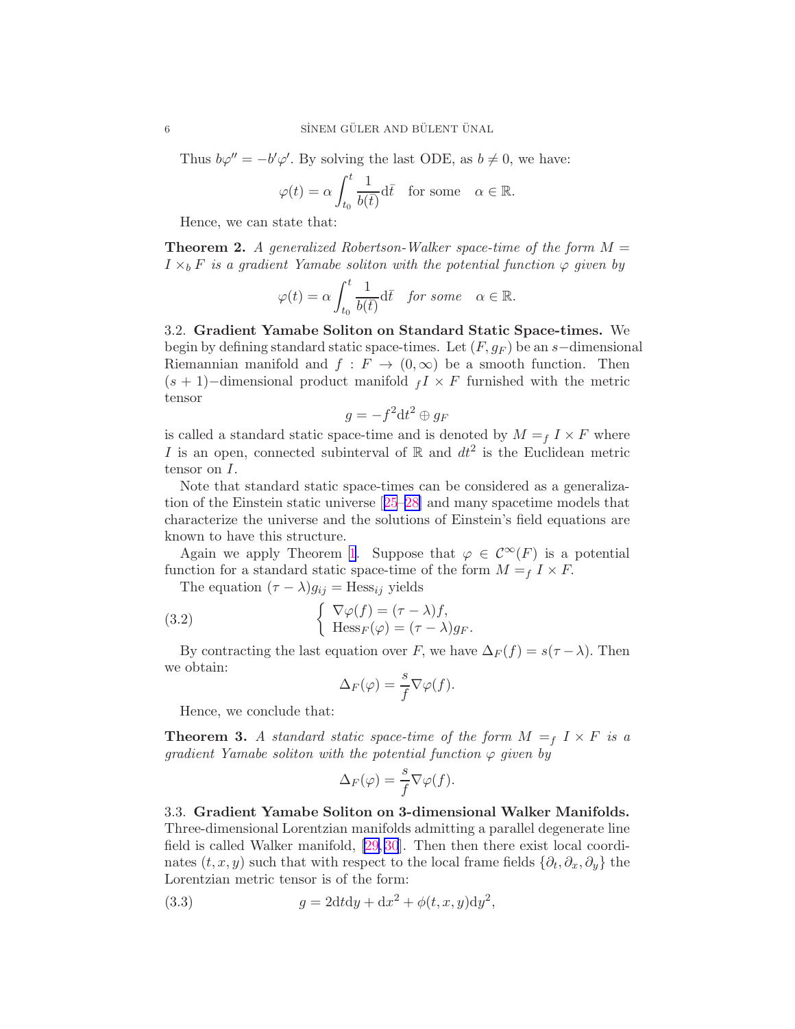Thus $b\varphi'' = -b'\varphi'$. By solving the last ODE, as $b \neq 0$, we have:

$$\varphi(t) = \alpha \int_{t_0}^{t} \frac{1}{b(\bar{t})} \mathrm{d}\bar{t} \quad \text{for some} \quad \alpha \in \mathbb{R}.$$

Hence, we can state that:

**Theorem 2.** *A generalized Robertson-Walker space-time of the form $M = I \times_b F$ is a gradient Yamabe soliton with the potential function $\varphi$ given by*

$$\varphi(t) = \alpha \int_{t_0}^{t} \frac{1}{b(\bar{t})} \mathrm{d}\bar{t} \quad \textit{for some} \quad \alpha \in \mathbb{R}.$$

3.2. **Gradient Yamabe Soliton on Standard Static Space-times.** We begin by defining standard static space-times. Let $(F, g_F)$ be an $s-$dimensional Riemannian manifold and $f : F \to (0, \infty)$ be a smooth function. Then $(s+1)-$dimensional product manifold ${}_f I \times F$ furnished with the metric tensor

$$g = -f^2 \mathrm{d}t^2 \oplus g_F$$

is called a standard static space-time and is denoted by $M =_f I \times F$ where $I$ is an open, connected subinterval of $\mathbb{R}$ and $dt^2$ is the Euclidean metric tensor on $I$.

Note that standard static space-times can be considered as a generalization of the Einstein static universe [25–28] and many spacetime models that characterize the universe and the solutions of Einstein's field equations are known to have this structure.

Again we apply Theorem 1. Suppose that $\varphi \in \mathcal{C}^\infty(F)$ is a potential function for a standard static space-time of the form $M =_f I \times F$.

The equation $(\tau - \lambda) g_{ij} = \mathrm{Hess}_{ij}$ yields

$$\left\{ \begin{array}{l} \nabla\varphi(f) = (\tau - \lambda) f, \\ \mathrm{Hess}_F(\varphi) = (\tau - \lambda) g_F. \end{array} \right. \tag{3.2}$$

By contracting the last equation over $F$, we have $\Delta_F(f) = s(\tau - \lambda)$. Then we obtain:

$$\Delta_F(\varphi) = \frac{s}{f} \nabla\varphi(f).$$

Hence, we conclude that:

**Theorem 3.** *A standard static space-time of the form $M =_f I \times F$ is a gradient Yamabe soliton with the potential function $\varphi$ given by*

$$\Delta_F(\varphi) = \frac{s}{f} \nabla\varphi(f).$$

3.3. **Gradient Yamabe Soliton on 3-dimensional Walker Manifolds.** Three-dimensional Lorentzian manifolds admitting a parallel degenerate line field is called Walker manifold, [29, 30]. Then then there exist local coordinates $(t, x, y)$ such that with respect to the local frame fields $\{\partial_t, \partial_x, \partial_y\}$ the Lorentzian metric tensor is of the form:

$$g = 2\mathrm{d}t\mathrm{d}y + \mathrm{d}x^2 + \phi(t, x, y)\mathrm{d}y^2, \tag{3.3}$$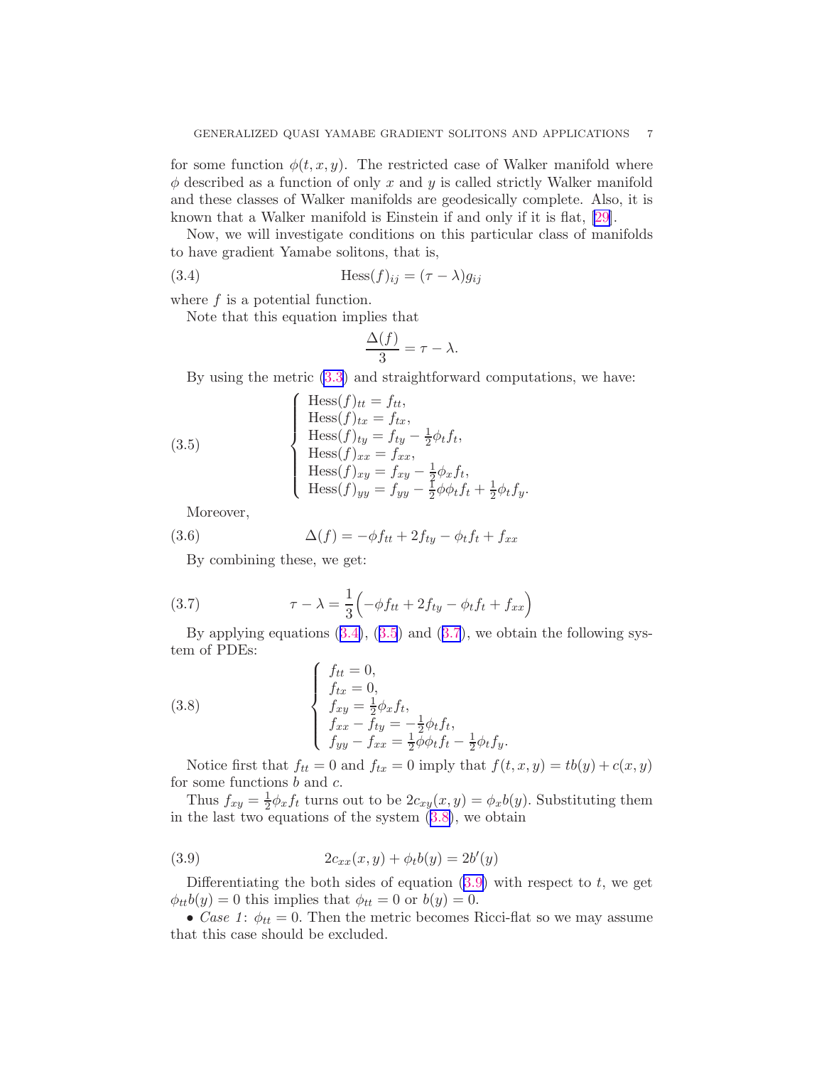for some function $\phi(t,x,y)$. The restricted case of Walker manifold where $\phi$ described as a function of only $x$ and $y$ is called strictly Walker manifold and these classes of Walker manifolds are geodesically complete. Also, it is known that a Walker manifold is Einstein if and only if it is flat, [29].

Now, we will investigate conditions on this particular class of manifolds to have gradient Yamabe solitons, that is,

$$\text{Hess}(f)_{ij} = (\tau - \lambda) g_{ij} \tag{3.4}$$

where $f$ is a potential function.

Note that this equation implies that

$$\frac{\Delta(f)}{3} = \tau - \lambda.$$

By using the metric (3.3) and straightforward computations, we have:

$$\begin{cases} \text{Hess}(f)_{tt} = f_{tt}, \\ \text{Hess}(f)_{tx} = f_{tx}, \\ \text{Hess}(f)_{ty} = f_{ty} - \frac{1}{2}\phi_t f_t, \\ \text{Hess}(f)_{xx} = f_{xx}, \\ \text{Hess}(f)_{xy} = f_{xy} - \frac{1}{2}\phi_x f_t, \\ \text{Hess}(f)_{yy} = f_{yy} - \frac{1}{2}\phi\phi_t f_t + \frac{1}{2}\phi_t f_y. \end{cases} \tag{3.5}$$

Moreover,

$$\Delta(f) = -\phi f_{tt} + 2f_{ty} - \phi_t f_t + f_{xx} \tag{3.6}$$

By combining these, we get:

$$\tau - \lambda = \frac{1}{3}\Big(-\phi f_{tt} + 2f_{ty} - \phi_t f_t + f_{xx}\Big) \tag{3.7}$$

By applying equations (3.4), (3.5) and (3.7), we obtain the following system of PDEs:

$$\begin{cases} f_{tt} = 0, \\ f_{tx} = 0, \\ f_{xy} = \frac{1}{2}\phi_x f_t, \\ f_{xx} - f_{ty} = -\frac{1}{2}\phi_t f_t, \\ f_{yy} - f_{xx} = \frac{1}{2}\phi\phi_t f_t - \frac{1}{2}\phi_t f_y. \end{cases} \tag{3.8}$$

Notice first that $f_{tt} = 0$ and $f_{tx} = 0$ imply that $f(t,x,y) = tb(y) + c(x,y)$ for some functions $b$ and $c$.

Thus $f_{xy} = \frac{1}{2}\phi_x f_t$ turns out to be $2c_{xy}(x,y) = \phi_x b(y)$. Substituting them in the last two equations of the system (3.8), we obtain

$$2c_{xx}(x,y) + \phi_t b(y) = 2b'(y) \tag{3.9}$$

Differentiating the both sides of equation (3.9) with respect to $t$, we get $\phi_{tt} b(y) = 0$ this implies that $\phi_{tt} = 0$ or $b(y) = 0$.

• *Case 1*: $\phi_{tt} = 0$. Then the metric becomes Ricci-flat so we may assume that this case should be excluded.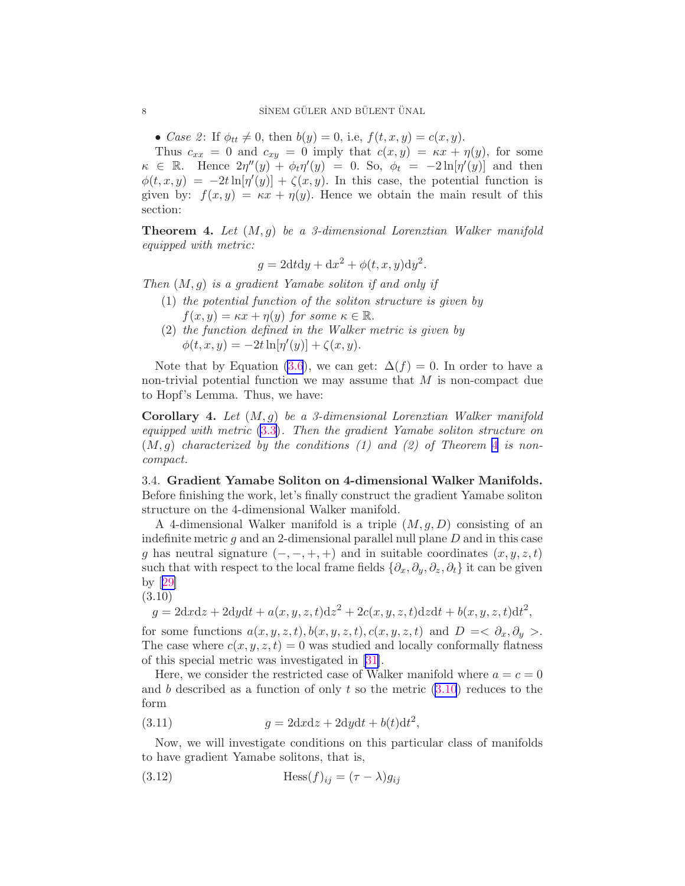• *Case 2*: If $\phi_{tt} \neq 0$, then $b(y) = 0$, i.e, $f(t, x, y) = c(x, y)$.

Thus $c_{xx} = 0$ and $c_{xy} = 0$ imply that $c(x, y) = \kappa x + \eta(y)$, for some $\kappa \in \mathbb{R}$. Hence $2\eta''(y) + \phi_t \eta'(y) = 0$. So, $\phi_t = -2\ln[\eta'(y)]$ and then $\phi(t, x, y) = -2t\ln[\eta'(y)] + \zeta(x, y)$. In this case, the potential function is given by: $f(x, y) = \kappa x + \eta(y)$. Hence we obtain the main result of this section:

**Theorem 4.** *Let $(M, g)$ be a 3-dimensional Lorenztian Walker manifold equipped with metric:*

$$g = 2\mathrm{d}t\mathrm{d}y + \mathrm{d}x^2 + \phi(t, x, y)\mathrm{d}y^2.$$

*Then $(M, g)$ is a gradient Yamabe soliton if and only if*

1. *the potential function of the soliton structure is given by $f(x, y) = \kappa x + \eta(y)$ for some $\kappa \in \mathbb{R}$.*
2. *the function defined in the Walker metric is given by $\phi(t, x, y) = -2t\ln[\eta'(y)] + \zeta(x, y)$.*

Note that by Equation (3.6), we can get: $\Delta(f) = 0$. In order to have a non-trivial potential function we may assume that $M$ is non-compact due to Hopf's Lemma. Thus, we have:

**Corollary 4.** *Let $(M, g)$ be a 3-dimensional Lorenztian Walker manifold equipped with metric (3.3). Then the gradient Yamabe soliton structure on $(M, g)$ characterized by the conditions (1) and (2) of Theorem 4 is non-compact.*

3.4. **Gradient Yamabe Soliton on 4-dimensional Walker Manifolds.** Before finishing the work, let's finally construct the gradient Yamabe soliton structure on the 4-dimensional Walker manifold.

A 4-dimensional Walker manifold is a triple $(M, g, D)$ consisting of an indefinite metric $g$ and an 2-dimensional parallel null plane $D$ and in this case $g$ has neutral signature $(-, -, +, +)$ and in suitable coordinates $(x, y, z, t)$ such that with respect to the local frame fields $\{\partial_x, \partial_y, \partial_z, \partial_t\}$ it can be given by [29]

(3.10)
$$g = 2\mathrm{d}x\mathrm{d}z + 2\mathrm{d}y\mathrm{d}t + a(x, y, z, t)\mathrm{d}z^2 + 2c(x, y, z, t)\mathrm{d}z\mathrm{d}t + b(x, y, z, t)\mathrm{d}t^2,$$

for some functions $a(x, y, z, t), b(x, y, z, t), c(x, y, z, t)$ and $D = < \partial_x, \partial_y >$. The case where $c(x, y, z, t) = 0$ was studied and locally conformally flatness of this special metric was investigated in [31].

Here, we consider the restricted case of Walker manifold where $a = c = 0$ and $b$ described as a function of only $t$ so the metric (3.10) reduces to the form

$$g = 2\mathrm{d}x\mathrm{d}z + 2\mathrm{d}y\mathrm{d}t + b(t)\mathrm{d}t^2, \tag{3.11}$$

Now, we will investigate conditions on this particular class of manifolds to have gradient Yamabe solitons, that is,

$$\mathrm{Hess}(f)_{ij} = (\tau - \lambda)g_{ij} \tag{3.12}$$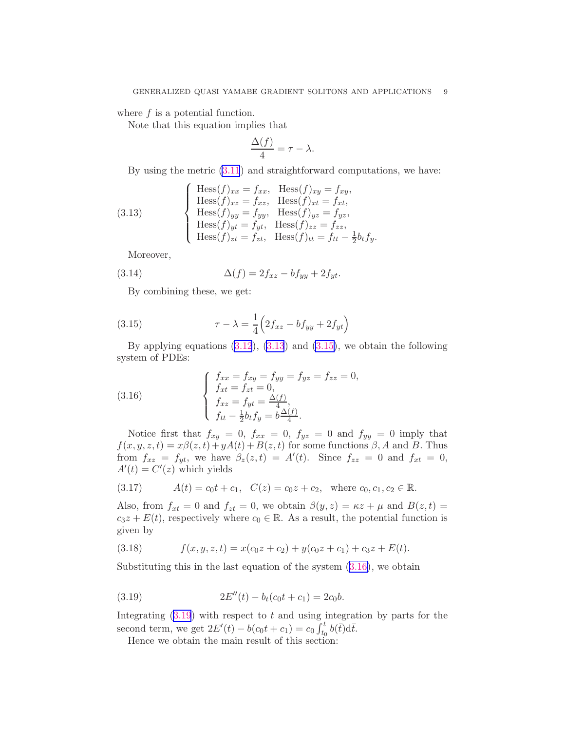where $f$ is a potential function.

Note that this equation implies that

$$\frac{\Delta(f)}{4} = \tau - \lambda.$$

By using the metric (3.11) and straightforward computations, we have:

$$\left\{ \begin{array}{l} \text{Hess}(f)_{xx} = f_{xx}, \quad \text{Hess}(f)_{xy} = f_{xy}, \\ \text{Hess}(f)_{xz} = f_{xz}, \quad \text{Hess}(f)_{xt} = f_{xt}, \\ \text{Hess}(f)_{yy} = f_{yy}, \quad \text{Hess}(f)_{yz} = f_{yz}, \\ \text{Hess}(f)_{yt} = f_{yt}, \quad \text{Hess}(f)_{zz} = f_{zz}, \\ \text{Hess}(f)_{zt} = f_{zt}, \quad \text{Hess}(f)_{tt} = f_{tt} - \frac{1}{2} b_t f_y. \end{array} \right. \tag{3.13}$$

Moreover,

$$\Delta(f) = 2f_{xz} - bf_{yy} + 2f_{yt}. \tag{3.14}$$

By combining these, we get:

$$\tau - \lambda = \frac{1}{4}\Big(2f_{xz} - bf_{yy} + 2f_{yt}\Big) \tag{3.15}$$

By applying equations (3.12), (3.13) and (3.15), we obtain the following system of PDEs:

$$\left\{ \begin{array}{l} f_{xx} = f_{xy} = f_{yy} = f_{yz} = f_{zz} = 0, \\ f_{xt} = f_{zt} = 0, \\ f_{xz} = f_{yt} = \frac{\Delta(f)}{4}, \\ f_{tt} - \frac{1}{2} b_t f_y = b\frac{\Delta(f)}{4}. \end{array} \right. \tag{3.16}$$

Notice first that $f_{xy} = 0$, $f_{xx} = 0$, $f_{yz} = 0$ and $f_{yy} = 0$ imply that $f(x, y, z, t) = x\beta(z, t) + yA(t) + B(z, t)$ for some functions $\beta$, $A$ and $B$. Thus from $f_{xz} = f_{yt}$, we have $\beta_z(z, t) = A'(t)$. Since $f_{zz} = 0$ and $f_{xt} = 0$, $A'(t) = C'(z)$ which yields

$$A(t) = c_0 t + c_1, \quad C(z) = c_0 z + c_2, \quad \text{where } c_0, c_1, c_2 \in \mathbb{R}. \tag{3.17}$$

Also, from $f_{xt} = 0$ and $f_{zt} = 0$, we obtain $\beta(y, z) = \kappa z + \mu$ and $B(z, t) = c_3 z + E(t)$, respectively where $c_0 \in \mathbb{R}$. As a result, the potential function is given by

$$f(x, y, z, t) = x(c_0 z + c_2) + y(c_0 z + c_1) + c_3 z + E(t). \tag{3.18}$$

Substituting this in the last equation of the system (3.16), we obtain

$$2E''(t) - b_t(c_0 t + c_1) = 2c_0 b. \tag{3.19}$$

Integrating (3.19) with respect to $t$ and using integration by parts for the second term, we get $2E'(t) - b(c_0 t + c_1) = c_0 \int_{t_0}^{t} b(\bar{t}) \mathrm{d}\bar{t}$.

Hence we obtain the main result of this section: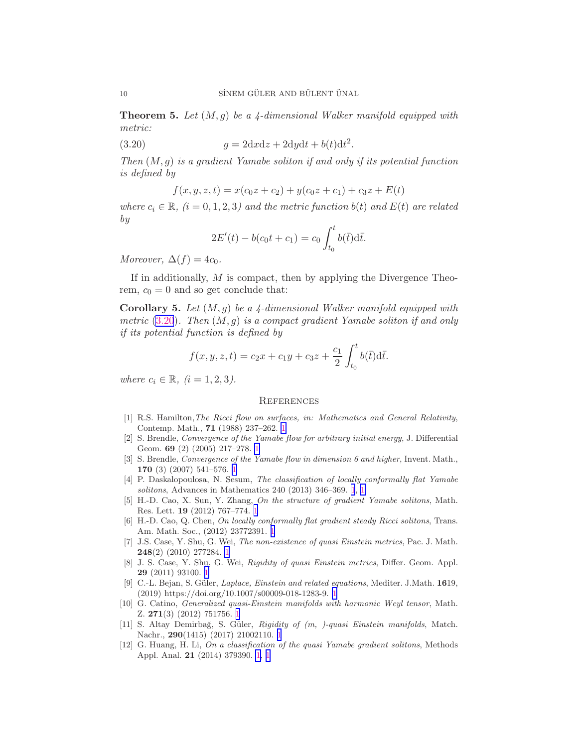**Theorem 5.** *Let $(M, g)$ be a 4-dimensional Walker manifold equipped with metric:*

$$g = 2\mathrm{d}x\mathrm{d}z + 2\mathrm{d}y\mathrm{d}t + b(t)\mathrm{d}t^2. \tag{3.20}$$

*Then $(M, g)$ is a gradient Yamabe soliton if and only if its potential function is defined by*

$$f(x, y, z, t) = x(c_0 z + c_2) + y(c_0 z + c_1) + c_3 z + E(t)$$

*where $c_i \in \mathbb{R}$, $(i = 0, 1, 2, 3)$ and the metric function $b(t)$ and $E(t)$ are related by*

$$2E'(t) - b(c_0 t + c_1) = c_0 \int_{t_0}^{t} b(\bar{t})\mathrm{d}\bar{t}.$$

*Moreover, $\Delta(f) = 4c_0$.*

If in additionally, $M$ is compact, then by applying the Divergence Theorem, $c_0 = 0$ and so get conclude that:

**Corollary 5.** *Let $(M, g)$ be a 4-dimensional Walker manifold equipped with metric (3.20). Then $(M, g)$ is a compact gradient Yamabe soliton if and only if its potential function is defined by*

$$f(x, y, z, t) = c_2 x + c_1 y + c_3 z + \frac{c_1}{2} \int_{t_0}^{t} b(\bar{t})\mathrm{d}\bar{t}.$$

*where $c_i \in \mathbb{R}$, $(i = 1, 2, 3)$.*

## References

[1] R.S. Hamilton, *The Ricci flow on surfaces, in: Mathematics and General Relativity*, Contemp. Math., **71** (1988) 237–262. 1

[2] S. Brendle, *Convergence of the Yamabe flow for arbitrary initial energy*, J. Differential Geom. **69** (2) (2005) 217–278. 1

[3] S. Brendle, *Convergence of the Yamabe flow in dimension 6 and higher*, Invent. Math., **170** (3) (2007) 541–576. 1

[4] P. Daskalopoulosa, N. Sesum, *The classification of locally conformally flat Yamabe solitons*, Advances in Mathematics 240 (2013) 346–369. 1, 1

[5] H.-D. Cao, X. Sun, Y. Zhang, *On the structure of gradient Yamabe solitons*, Math. Res. Lett. **19** (2012) 767–774. 1

[6] H.-D. Cao, Q. Chen, *On locally conformally flat gradient steady Ricci solitons*, Trans. Am. Math. Soc., (2012) 23772391. 1

[7] J.S. Case, Y. Shu, G. Wei, *The non-existence of quasi Einstein metrics*, Pac. J. Math. **248**(2) (2010) 277284. 1

[8] J. S. Case, Y. Shu, G. Wei, *Rigidity of quasi Einstein metrics*, Differ. Geom. Appl. **29** (2011) 93100. 1

[9] C.-L. Bejan, S. Güler, *Laplace, Einstein and related equations*, Mediter. J.Math. **16**19, (2019) https://doi.org/10.1007/s00009-018-1283-9. 1

[10] G. Catino, *Generalized quasi-Einstein manifolds with harmonic Weyl tensor*, Math. Z. **271**(3) (2012) 751756. 1

[11] S. Altay Demirbağ, S. Güler, *Rigidity of (m, )-quasi Einstein manifolds*, Match. Nachr., **290**(1415) (2017) 21002110. 1

[12] G. Huang, H. Li, *On a classification of the quasi Yamabe gradient solitons*, Methods Appl. Anal. **21** (2014) 379390. 1, 1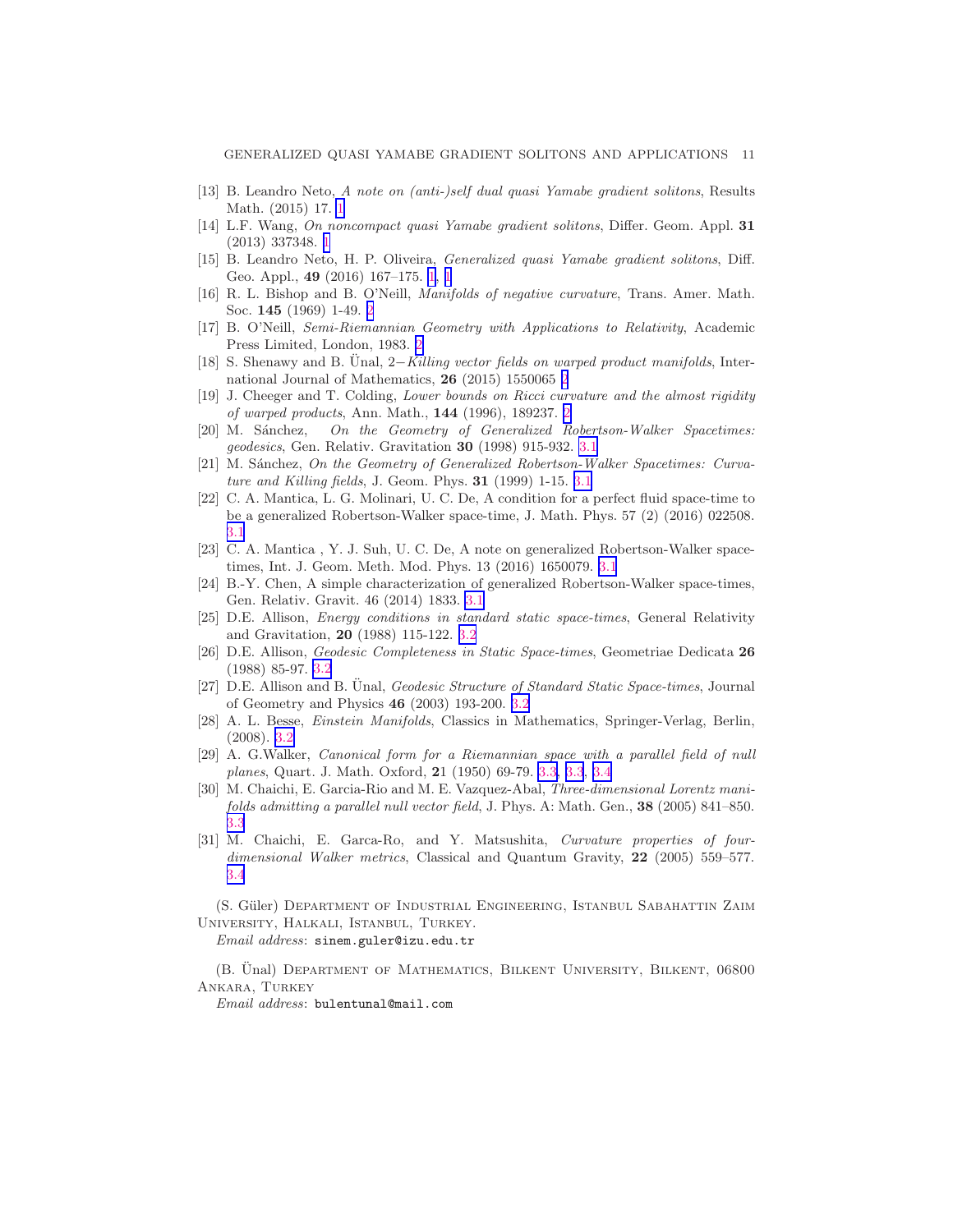[13] B. Leandro Neto, *A note on (anti-)self dual quasi Yamabe gradient solitons*, Results Math. (2015) 17. 1

[14] L.F. Wang, *On noncompact quasi Yamabe gradient solitons*, Differ. Geom. Appl. **31** (2013) 337348. 1

[15] B. Leandro Neto, H. P. Oliveira, *Generalized quasi Yamabe gradient solitons*, Diff. Geo. Appl., **49** (2016) 167–175. 1, 1

[16] R. L. Bishop and B. O'Neill, *Manifolds of negative curvature*, Trans. Amer. Math. Soc. **145** (1969) 1-49. 2

[17] B. O'Neill, *Semi-Riemannian Geometry with Applications to Relativity*, Academic Press Limited, London, 1983. 2

[18] S. Shenawy and B. Ünal, $2-$*Killing vector fields on warped product manifolds*, International Journal of Mathematics, **26** (2015) 1550065 2

[19] J. Cheeger and T. Colding, *Lower bounds on Ricci curvature and the almost rigidity of warped products*, Ann. Math., **144** (1996), 189237. 2

[20] M. Sánchez, *On the Geometry of Generalized Robertson-Walker Spacetimes: geodesics*, Gen. Relativ. Gravitation **30** (1998) 915-932. 3.1

[21] M. Sánchez, *On the Geometry of Generalized Robertson-Walker Spacetimes: Curvature and Killing fields*, J. Geom. Phys. **31** (1999) 1-15. 3.1

[22] C. A. Mantica, L. G. Molinari, U. C. De, A condition for a perfect fluid space-time to be a generalized Robertson-Walker space-time, J. Math. Phys. 57 (2) (2016) 022508. 3.1

[23] C. A. Mantica , Y. J. Suh, U. C. De, A note on generalized Robertson-Walker space-times, Int. J. Geom. Meth. Mod. Phys. 13 (2016) 1650079. 3.1

[24] B.-Y. Chen, A simple characterization of generalized Robertson-Walker space-times, Gen. Relativ. Gravit. 46 (2014) 1833. 3.1

[25] D.E. Allison, *Energy conditions in standard static space-times*, General Relativity and Gravitation, **20** (1988) 115-122. 3.2

[26] D.E. Allison, *Geodesic Completeness in Static Space-times*, Geometriae Dedicata **26** (1988) 85-97. 3.2

[27] D.E. Allison and B. Ünal, *Geodesic Structure of Standard Static Space-times*, Journal of Geometry and Physics **46** (2003) 193-200. 3.2

[28] A. L. Besse, *Einstein Manifolds*, Classics in Mathematics, Springer-Verlag, Berlin, (2008). 3.2

[29] A. G.Walker, *Canonical form for a Riemannian space with a parallel field of null planes*, Quart. J. Math. Oxford, **2**1 (1950) 69-79. 3.3, 3.3, 3.4

[30] M. Chaichi, E. Garcia-Rio and M. E. Vazquez-Abal, *Three-dimensional Lorentz manifolds admitting a parallel null vector field*, J. Phys. A: Math. Gen., **38** (2005) 841–850. 3.3

[31] M. Chaichi, E. Garca-Ro, and Y. Matsushita, *Curvature properties of four-dimensional Walker metrics*, Classical and Quantum Gravity, **22** (2005) 559–577. 3.4

(S. Güler) Department of Industrial Engineering, Istanbul Sabahattin Zaim University, Halkali, Istanbul, Turkey.

*Email address*: sinem.guler@izu.edu.tr

(B. Ünal) Department of Mathematics, Bilkent University, Bilkent, 06800 Ankara, Turkey

*Email address*: bulentunal@mail.com